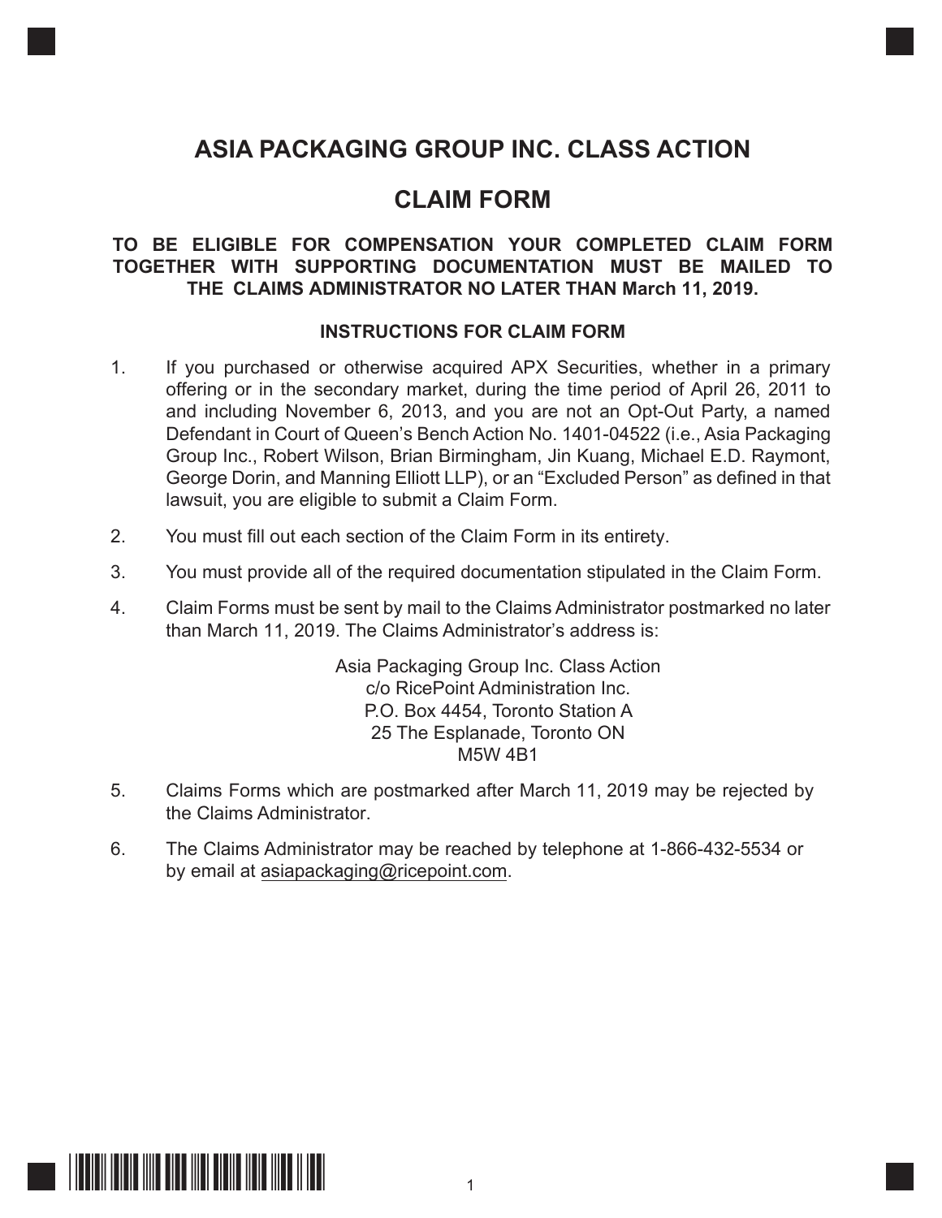# ASIA PACKAGING GROUP INC. CLASS ACTION

# CLAIM FORM

**TO BE ELIGIBLE FOR COMPENSATION YOUR COMPLETED CLAIM FORM TOGETHER WITH SUPPORTING DOCUMENTATION MUST BE MAILED TO THE CLAIMS ADMINISTRATOR NO LATER THAN March 11, 2019.**

### INSTRUCTIONS FOR CLAIM FORM

1. If you purchased or otherwise acquired APX Securities, whether in a primary offering or in the secondary market, during the time period of April 26, 2011 to and including November 6, 2013, and you are not an Opt-Out Party, a named Defendant in Court of Queen's Bench Action No. 1401-04522 (i.e., Asia Packaging Group Inc., Robert Wilson, Brian Birmingham, Jin Kuang, Michael E.D. Raymont, George Dorin, and Manning Elliott LLP), or an "Excluded Person" as defined in that lawsuit, you are eligible to submit a Claim Form.

2. You must fill out each section of the Claim Form in its entirety.

3. You must provide all of the required documentation stipulated in the Claim Form.

4. Claim Forms must be sent by mail to the Claims Administrator postmarked no later than March 11, 2019. The Claims Administrator's address is:

   Asia Packaging Group Inc. Class Action
   c/o RicePoint Administration Inc.
   P.O. Box 4454, Toronto Station A
   25 The Esplanade, Toronto ON
   M5W 4B1

5. Claims Forms which are postmarked after March 11, 2019 may be rejected by the Claims Administrator.

6. The Claims Administrator may be reached by telephone at 1-866-432-5534 or by email at asiapackaging@ricepoint.com.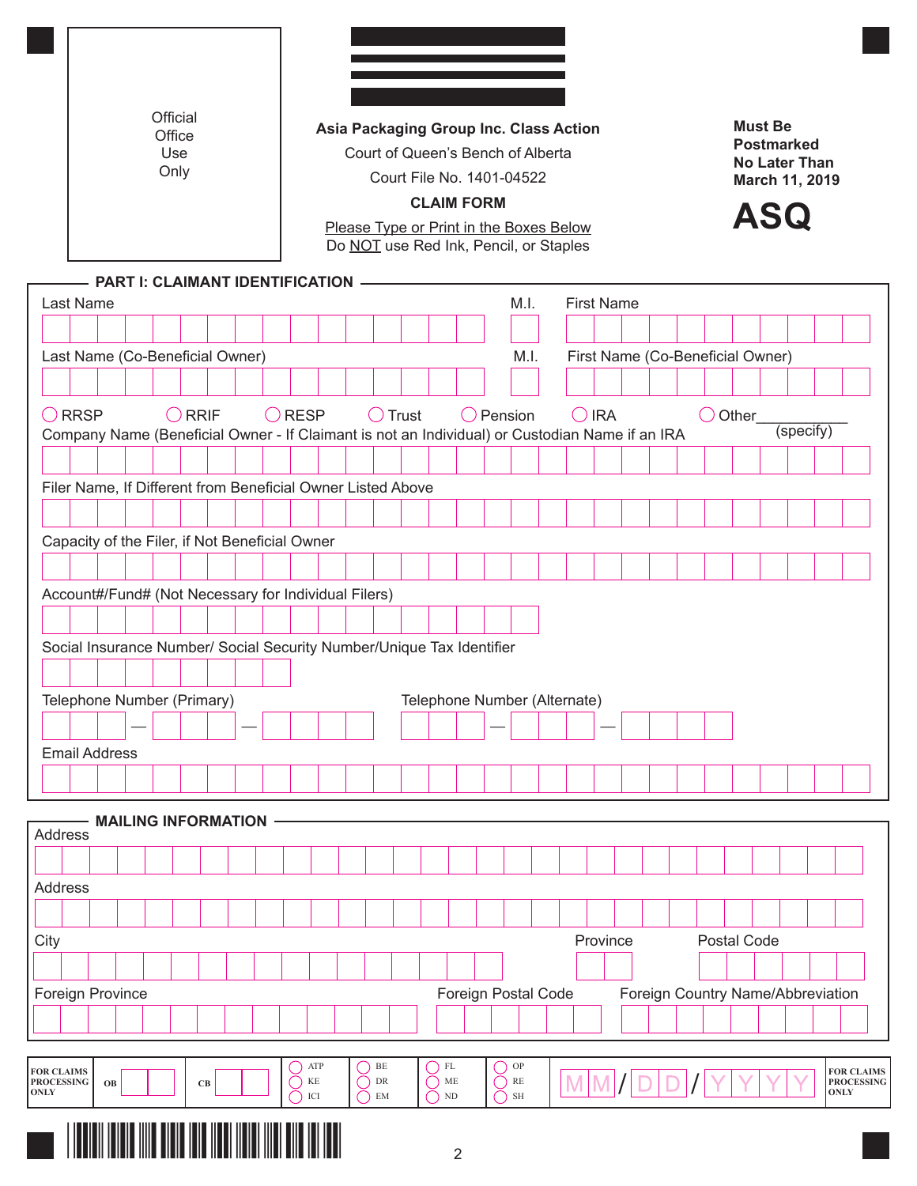Official Office Use Only

**Asia Packaging Group Inc. Class Action**

Court of Queen's Bench of Alberta

Court File No. 1401-04522

**CLAIM FORM**

Please Type or Print in the Boxes Below

Do NOT use Red Ink, Pencil, or Staples

**Must Be Postmarked No Later Than March 11, 2019**

# ASQ

## PART I: CLAIMANT IDENTIFICATION

Last Name | M.I. | First Name

Last Name (Co-Beneficial Owner) | M.I. | First Name (Co-Beneficial Owner)

○ RRSP ○ RRIF ○ RESP ○ Trust ○ Pension ○ IRA ○ Other\_\_\_\_\_\_\_\_\_\_ (specify)

Company Name (Beneficial Owner - If Claimant is not an Individual) or Custodian Name if an IRA

Filer Name, If Different from Beneficial Owner Listed Above

Capacity of the Filer, if Not Beneficial Owner

Account#/Fund# (Not Necessary for Individual Filers)

Social Insurance Number/ Social Security Number/Unique Tax Identifier

Telephone Number (Primary) | Telephone Number (Alternate)

Email Address

## MAILING INFORMATION

Address

Address

City | Province | Postal Code

Foreign Province | Foreign Postal Code | Foreign Country Name/Abbreviation

| FOR CLAIMS PROCESSING ONLY | OB | CB | ○ ATP ○ KE ○ ICI | ○ BE ○ DR ○ EM | ○ FL ○ ME ○ ND | ○ OP ○ RE ○ SH | MM/DD/YYYY | FOR CLAIMS PROCESSING ONLY |
|---|---|---|---|---|---|---|---|---|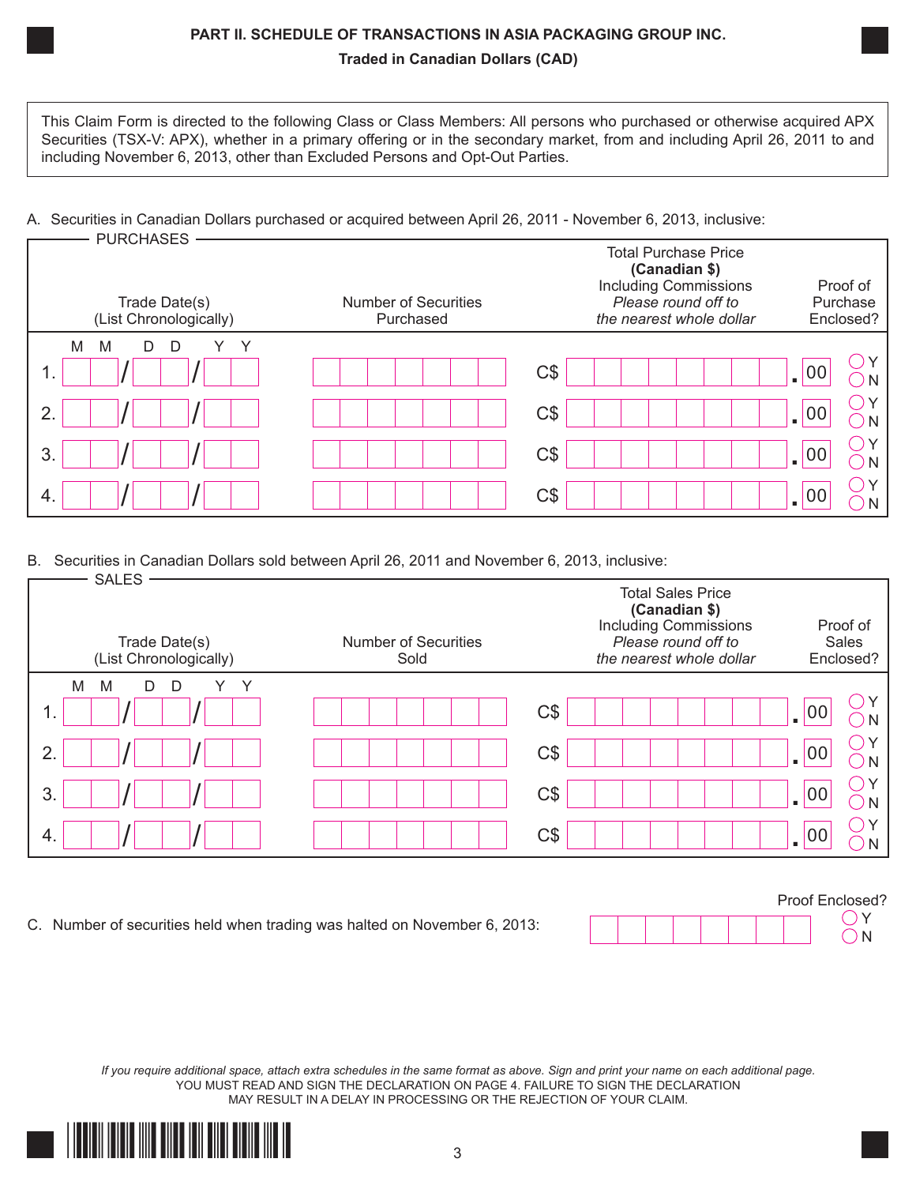## PART II. SCHEDULE OF TRANSACTIONS IN ASIA PACKAGING GROUP INC.

### Traded in Canadian Dollars (CAD)

This Claim Form is directed to the following Class or Class Members: All persons who purchased or otherwise acquired APX Securities (TSX-V: APX), whether in a primary offering or in the secondary market, from and including April 26, 2011 to and including November 6, 2013, other than Excluded Persons and Opt-Out Parties.

A. Securities in Canadian Dollars purchased or acquired between April 26, 2011 - November 6, 2013, inclusive:

PURCHASES

| | Trade Date(s) (List Chronologically) MM/DD/YY | Number of Securities Purchased | Total Purchase Price **(Canadian $)** Including Commissions *Please round off to the nearest whole dollar* | Proof of Purchase Enclosed? |
|---|---|---|---|---|
| 1. | / / | | C$ .00 | ◯ Y ◯ N |
| 2. | / / | | C$ .00 | ◯ Y ◯ N |
| 3. | / / | | C$ .00 | ◯ Y ◯ N |
| 4. | / / | | C$ .00 | ◯ Y ◯ N |

B. Securities in Canadian Dollars sold between April 26, 2011 and November 6, 2013, inclusive:

SALES

| | Trade Date(s) (List Chronologically) MM/DD/YY | Number of Securities Sold | Total Sales Price **(Canadian $)** Including Commissions *Please round off to the nearest whole dollar* | Proof of Sales Enclosed? |
|---|---|---|---|---|
| 1. | / / | | C$ .00 | ◯ Y ◯ N |
| 2. | / / | | C$ .00 | ◯ Y ◯ N |
| 3. | / / | | C$ .00 | ◯ Y ◯ N |
| 4. | / / | | C$ .00 | ◯ Y ◯ N |

C. Number of securities held when trading was halted on November 6, 2013: ________ Proof Enclosed? ◯ Y ◯ N

*If you require additional space, attach extra schedules in the same format as above. Sign and print your name on each additional page.*
YOU MUST READ AND SIGN THE DECLARATION ON PAGE 4. FAILURE TO SIGN THE DECLARATION MAY RESULT IN A DELAY IN PROCESSING OR THE REJECTION OF YOUR CLAIM.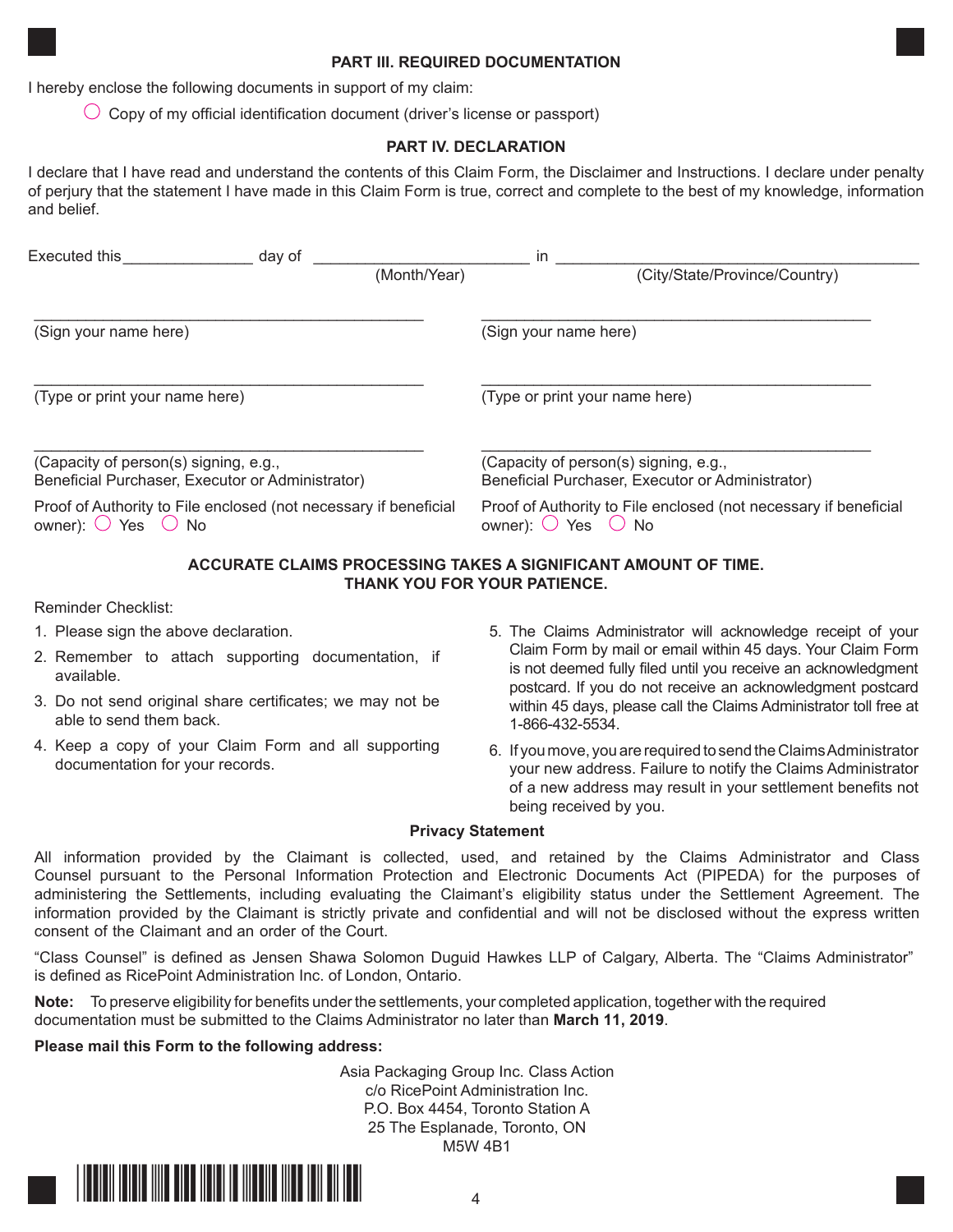## PART III. REQUIRED DOCUMENTATION

I hereby enclose the following documents in support of my claim:

○ Copy of my official identification document (driver's license or passport)

## PART IV. DECLARATION

I declare that I have read and understand the contents of this Claim Form, the Disclaimer and Instructions. I declare under penalty of perjury that the statement I have made in this Claim Form is true, correct and complete to the best of my knowledge, information and belief.

Executed this _______________ day of _________________________ in _________________________________________
(Month/Year) (City/State/Province/Country)

_____________________________________________
(Sign your name here)

_____________________________________________
(Type or print your name here)

_____________________________________________
(Capacity of person(s) signing, e.g., Beneficial Purchaser, Executor or Administrator)

Proof of Authority to File enclosed (not necessary if beneficial owner): ○ Yes ○ No

_____________________________________________
(Sign your name here)

_____________________________________________
(Type or print your name here)

_____________________________________________
(Capacity of person(s) signing, e.g., Beneficial Purchaser, Executor or Administrator)

Proof of Authority to File enclosed (not necessary if beneficial owner): ○ Yes ○ No

**ACCURATE CLAIMS PROCESSING TAKES A SIGNIFICANT AMOUNT OF TIME. THANK YOU FOR YOUR PATIENCE.**

Reminder Checklist:

1. Please sign the above declaration.
2. Remember to attach supporting documentation, if available.
3. Do not send original share certificates; we may not be able to send them back.
4. Keep a copy of your Claim Form and all supporting documentation for your records.
5. The Claims Administrator will acknowledge receipt of your Claim Form by mail or email within 45 days. Your Claim Form is not deemed fully filed until you receive an acknowledgment postcard. If you do not receive an acknowledgment postcard within 45 days, please call the Claims Administrator toll free at 1-866-432-5534.
6. If you move, you are required to send the Claims Administrator your new address. Failure to notify the Claims Administrator of a new address may result in your settlement benefits not being received by you.

**Privacy Statement**

All information provided by the Claimant is collected, used, and retained by the Claims Administrator and Class Counsel pursuant to the Personal Information Protection and Electronic Documents Act (PIPEDA) for the purposes of administering the Settlements, including evaluating the Claimant's eligibility status under the Settlement Agreement. The information provided by the Claimant is strictly private and confidential and will not be disclosed without the express written consent of the Claimant and an order of the Court.

"Class Counsel" is defined as Jensen Shawa Solomon Duguid Hawkes LLP of Calgary, Alberta. The "Claims Administrator" is defined as RicePoint Administration Inc. of London, Ontario.

**Note:** To preserve eligibility for benefits under the settlements, your completed application, together with the required documentation must be submitted to the Claims Administrator no later than **March 11, 2019**.

**Please mail this Form to the following address:**

Asia Packaging Group Inc. Class Action
c/o RicePoint Administration Inc.
P.O. Box 4454, Toronto Station A
25 The Esplanade, Toronto, ON
M5W 4B1